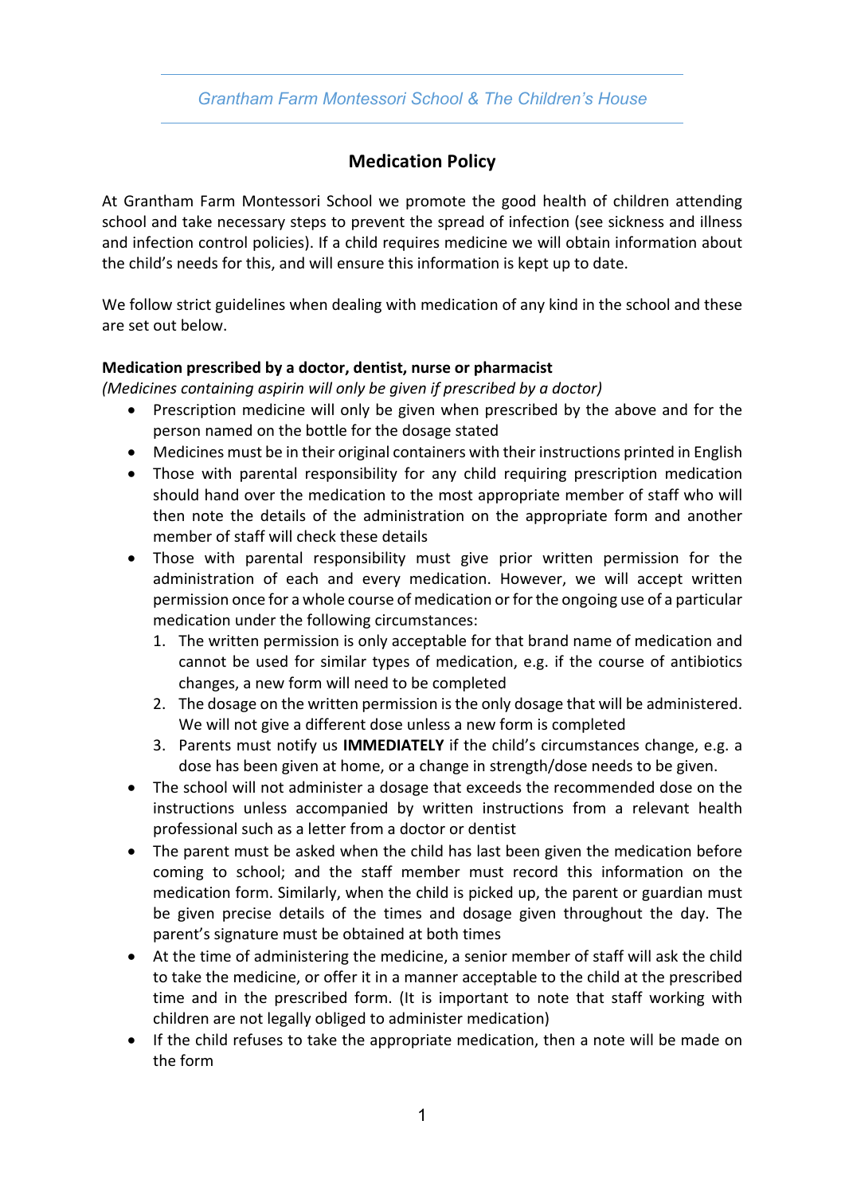*Grantham Farm Montessori School & The Children's House*

# Medication Policy

At Grantham Farm Montessori School we promote the good health of children attending school and take necessary steps to prevent the spread of infection (see sickness and illness and infection control policies). If a child requires medicine we will obtain information about the child's needs for this, and will ensure this information is kept up to date.

We follow strict guidelines when dealing with medication of any kind in the school and these are set out below.

**Medication prescribed by a doctor, dentist, nurse or pharmacist**
*(Medicines containing aspirin will only be given if prescribed by a doctor)*

- Prescription medicine will only be given when prescribed by the above and for the person named on the bottle for the dosage stated
- Medicines must be in their original containers with their instructions printed in English
- Those with parental responsibility for any child requiring prescription medication should hand over the medication to the most appropriate member of staff who will then note the details of the administration on the appropriate form and another member of staff will check these details
- Those with parental responsibility must give prior written permission for the administration of each and every medication. However, we will accept written permission once for a whole course of medication or for the ongoing use of a particular medication under the following circumstances:
  1. The written permission is only acceptable for that brand name of medication and cannot be used for similar types of medication, e.g. if the course of antibiotics changes, a new form will need to be completed
  2. The dosage on the written permission is the only dosage that will be administered. We will not give a different dose unless a new form is completed
  3. Parents must notify us **IMMEDIATELY** if the child's circumstances change, e.g. a dose has been given at home, or a change in strength/dose needs to be given.
- The school will not administer a dosage that exceeds the recommended dose on the instructions unless accompanied by written instructions from a relevant health professional such as a letter from a doctor or dentist
- The parent must be asked when the child has last been given the medication before coming to school; and the staff member must record this information on the medication form. Similarly, when the child is picked up, the parent or guardian must be given precise details of the times and dosage given throughout the day. The parent's signature must be obtained at both times
- At the time of administering the medicine, a senior member of staff will ask the child to take the medicine, or offer it in a manner acceptable to the child at the prescribed time and in the prescribed form. (It is important to note that staff working with children are not legally obliged to administer medication)
- If the child refuses to take the appropriate medication, then a note will be made on the form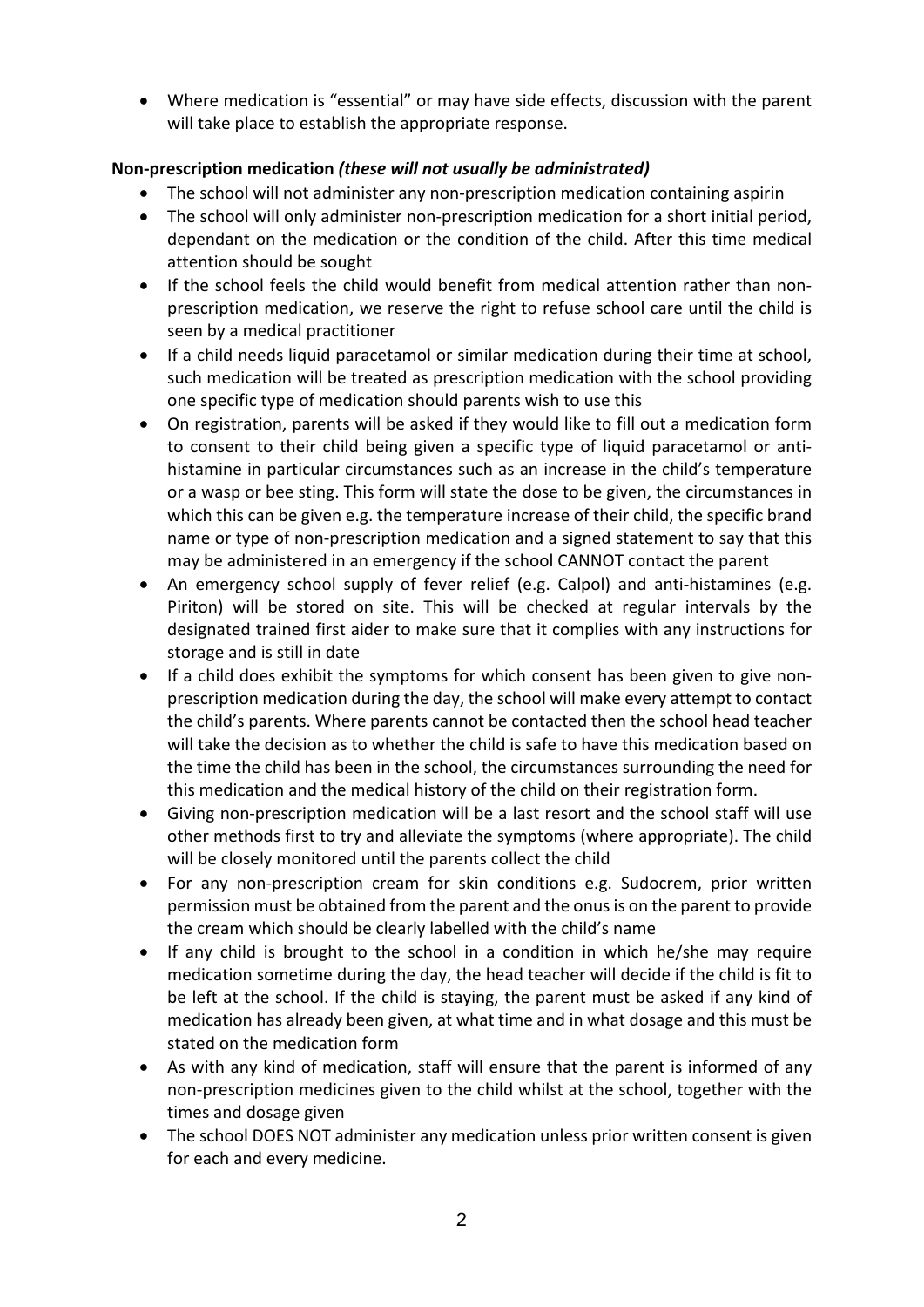- Where medication is "essential" or may have side effects, discussion with the parent will take place to establish the appropriate response.

**Non-prescription medication *(these will not usually be administrated)***

- The school will not administer any non-prescription medication containing aspirin
- The school will only administer non-prescription medication for a short initial period, dependant on the medication or the condition of the child. After this time medical attention should be sought
- If the school feels the child would benefit from medical attention rather than non-prescription medication, we reserve the right to refuse school care until the child is seen by a medical practitioner
- If a child needs liquid paracetamol or similar medication during their time at school, such medication will be treated as prescription medication with the school providing one specific type of medication should parents wish to use this
- On registration, parents will be asked if they would like to fill out a medication form to consent to their child being given a specific type of liquid paracetamol or anti-histamine in particular circumstances such as an increase in the child's temperature or a wasp or bee sting. This form will state the dose to be given, the circumstances in which this can be given e.g. the temperature increase of their child, the specific brand name or type of non-prescription medication and a signed statement to say that this may be administered in an emergency if the school CANNOT contact the parent
- An emergency school supply of fever relief (e.g. Calpol) and anti-histamines (e.g. Piriton) will be stored on site. This will be checked at regular intervals by the designated trained first aider to make sure that it complies with any instructions for storage and is still in date
- If a child does exhibit the symptoms for which consent has been given to give non-prescription medication during the day, the school will make every attempt to contact the child's parents. Where parents cannot be contacted then the school head teacher will take the decision as to whether the child is safe to have this medication based on the time the child has been in the school, the circumstances surrounding the need for this medication and the medical history of the child on their registration form.
- Giving non-prescription medication will be a last resort and the school staff will use other methods first to try and alleviate the symptoms (where appropriate). The child will be closely monitored until the parents collect the child
- For any non-prescription cream for skin conditions e.g. Sudocrem, prior written permission must be obtained from the parent and the onus is on the parent to provide the cream which should be clearly labelled with the child's name
- If any child is brought to the school in a condition in which he/she may require medication sometime during the day, the head teacher will decide if the child is fit to be left at the school. If the child is staying, the parent must be asked if any kind of medication has already been given, at what time and in what dosage and this must be stated on the medication form
- As with any kind of medication, staff will ensure that the parent is informed of any non-prescription medicines given to the child whilst at the school, together with the times and dosage given
- The school DOES NOT administer any medication unless prior written consent is given for each and every medicine.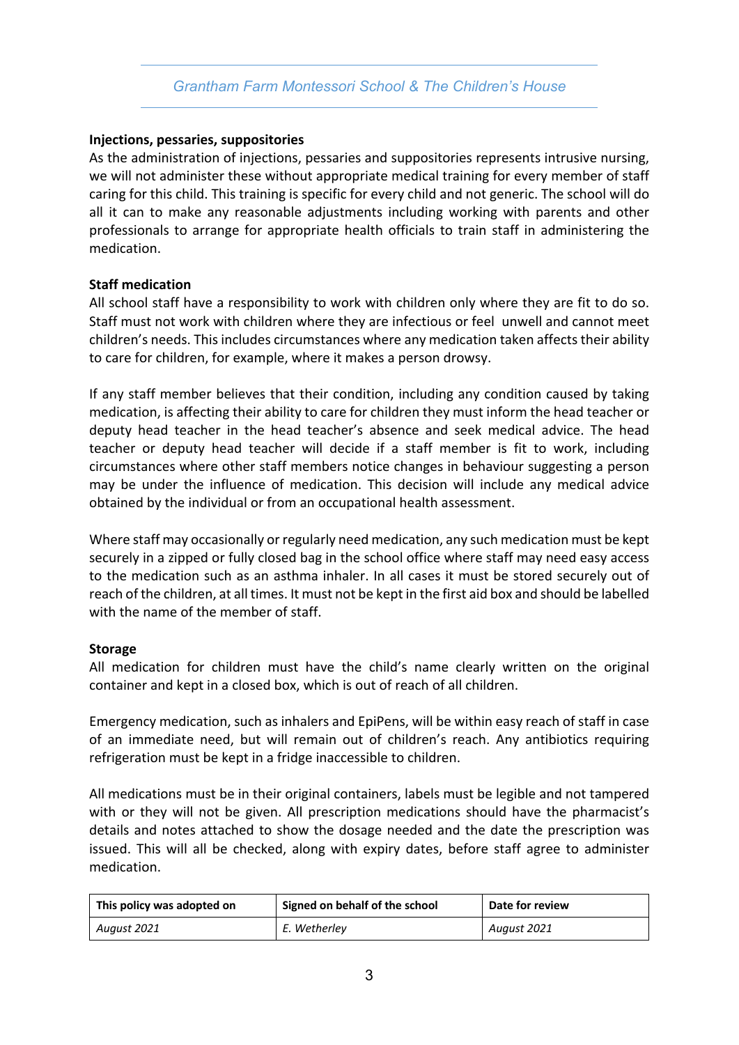**Injections, pessaries, suppositories**

As the administration of injections, pessaries and suppositories represents intrusive nursing, we will not administer these without appropriate medical training for every member of staff caring for this child. This training is specific for every child and not generic. The school will do all it can to make any reasonable adjustments including working with parents and other professionals to arrange for appropriate health officials to train staff in administering the medication.

**Staff medication**

All school staff have a responsibility to work with children only where they are fit to do so. Staff must not work with children where they are infectious or feel unwell and cannot meet children's needs. This includes circumstances where any medication taken affects their ability to care for children, for example, where it makes a person drowsy.

If any staff member believes that their condition, including any condition caused by taking medication, is affecting their ability to care for children they must inform the head teacher or deputy head teacher in the head teacher's absence and seek medical advice. The head teacher or deputy head teacher will decide if a staff member is fit to work, including circumstances where other staff members notice changes in behaviour suggesting a person may be under the influence of medication. This decision will include any medical advice obtained by the individual or from an occupational health assessment.

Where staff may occasionally or regularly need medication, any such medication must be kept securely in a zipped or fully closed bag in the school office where staff may need easy access to the medication such as an asthma inhaler. In all cases it must be stored securely out of reach of the children, at all times. It must not be kept in the first aid box and should be labelled with the name of the member of staff.

**Storage**

All medication for children must have the child's name clearly written on the original container and kept in a closed box, which is out of reach of all children.

Emergency medication, such as inhalers and EpiPens, will be within easy reach of staff in case of an immediate need, but will remain out of children's reach. Any antibiotics requiring refrigeration must be kept in a fridge inaccessible to children.

All medications must be in their original containers, labels must be legible and not tampered with or they will not be given. All prescription medications should have the pharmacist's details and notes attached to show the dosage needed and the date the prescription was issued. This will all be checked, along with expiry dates, before staff agree to administer medication.

| This policy was adopted on | Signed on behalf of the school | Date for review |
|---|---|---|
| *August 2021* | *E. Wetherley* | *August 2021* |